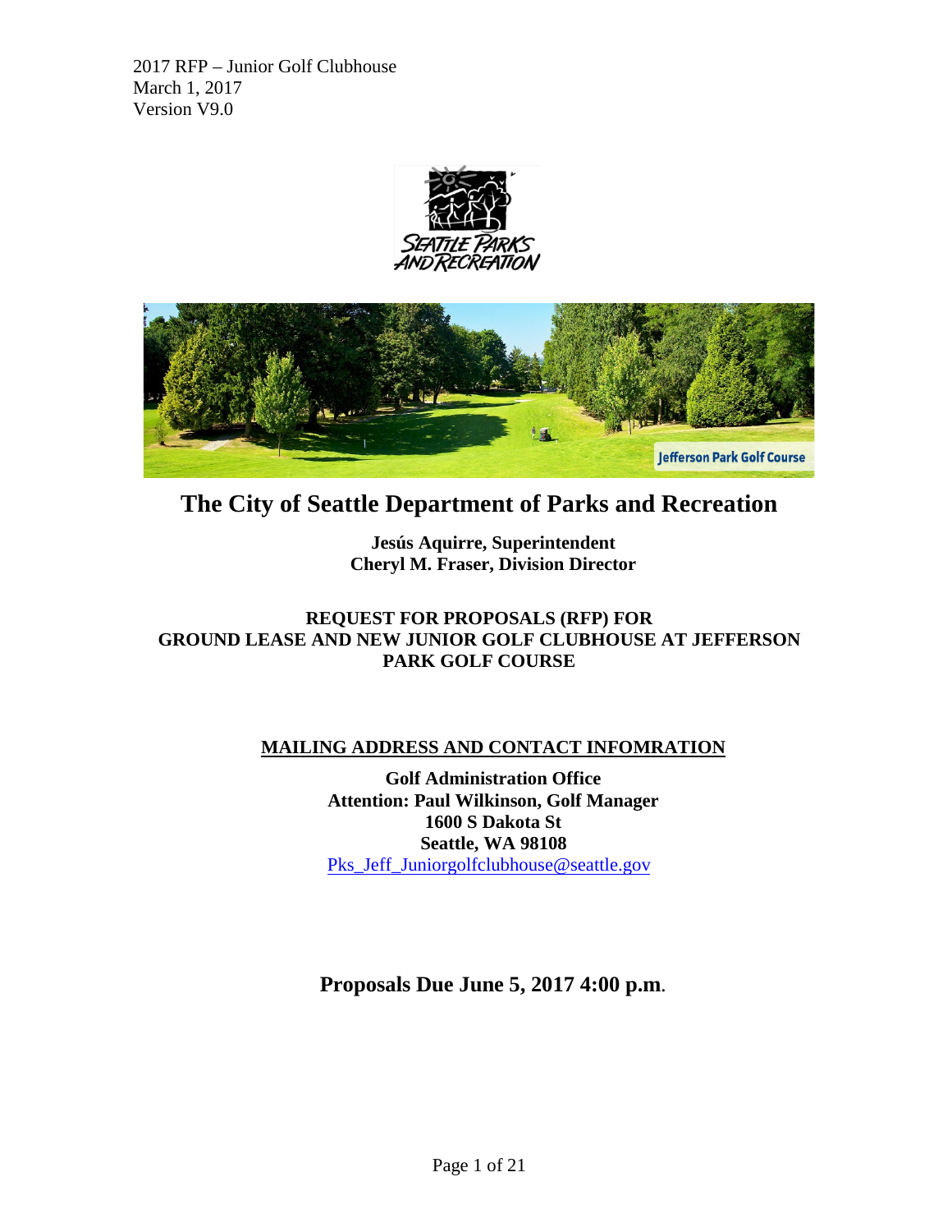2017 RFP – Junior Golf Clubhouse
March 1, 2017
Version V9.0

# The City of Seattle Department of Parks and Recreation

**Jesús Aquirre, Superintendent**
**Cheryl M. Fraser, Division Director**

## REQUEST FOR PROPOSALS (RFP) FOR GROUND LEASE AND NEW JUNIOR GOLF CLUBHOUSE AT JEFFERSON PARK GOLF COURSE

**MAILING ADDRESS AND CONTACT INFOMRATION**

**Golf Administration Office**
**Attention: Paul Wilkinson, Golf Manager**
**1600 S Dakota St**
**Seattle, WA 98108**
Pks_Jeff_Juniorgolfclubhouse@seattle.gov

**Proposals Due June 5, 2017 4:00 p.m.**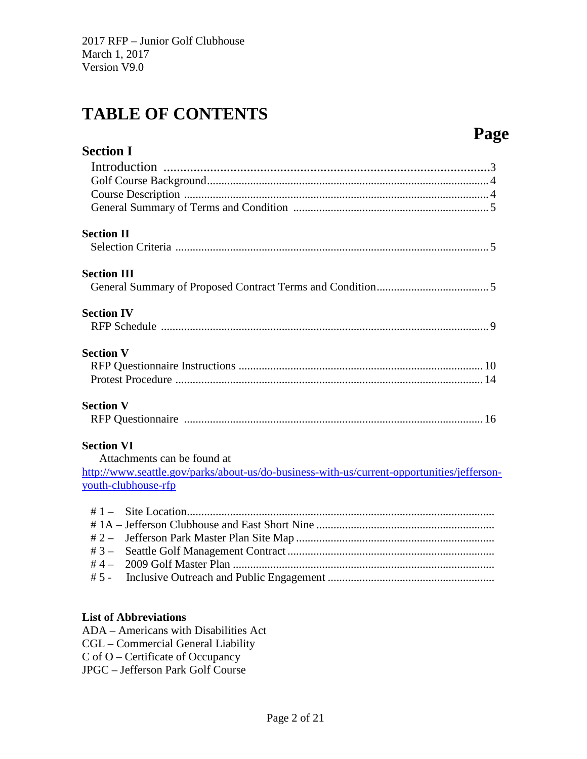2017 RFP – Junior Golf Clubhouse
March 1, 2017
Version V9.0

# TABLE OF CONTENTS

| | Page |
|---|---|
| **Section I** | |
| Introduction | 3 |
| Golf Course Background | 4 |
| Course Description | 4 |
| General Summary of Terms and Condition | 5 |
| **Section II** | |
| Selection Criteria | 5 |
| **Section III** | |
| General Summary of Proposed Contract Terms and Condition | 5 |
| **Section IV** | |
| RFP Schedule | 9 |
| **Section V** | |
| RFP Questionnaire Instructions | 10 |
| Protest Procedure | 14 |
| **Section V** | |
| RFP Questionnaire | 16 |

**Section VI**

Attachments can be found at
http://www.seattle.gov/parks/about-us/do-business-with-us/current-opportunities/jefferson-youth-clubhouse-rfp

- # 1 – Site Location
- # 1A – Jefferson Clubhouse and East Short Nine
- # 2 – Jefferson Park Master Plan Site Map
- # 3 – Seattle Golf Management Contract
- # 4 – 2009 Golf Master Plan
- # 5 - Inclusive Outreach and Public Engagement

**List of Abbreviations**

ADA – Americans with Disabilities Act
CGL – Commercial General Liability
C of O – Certificate of Occupancy
JPGC – Jefferson Park Golf Course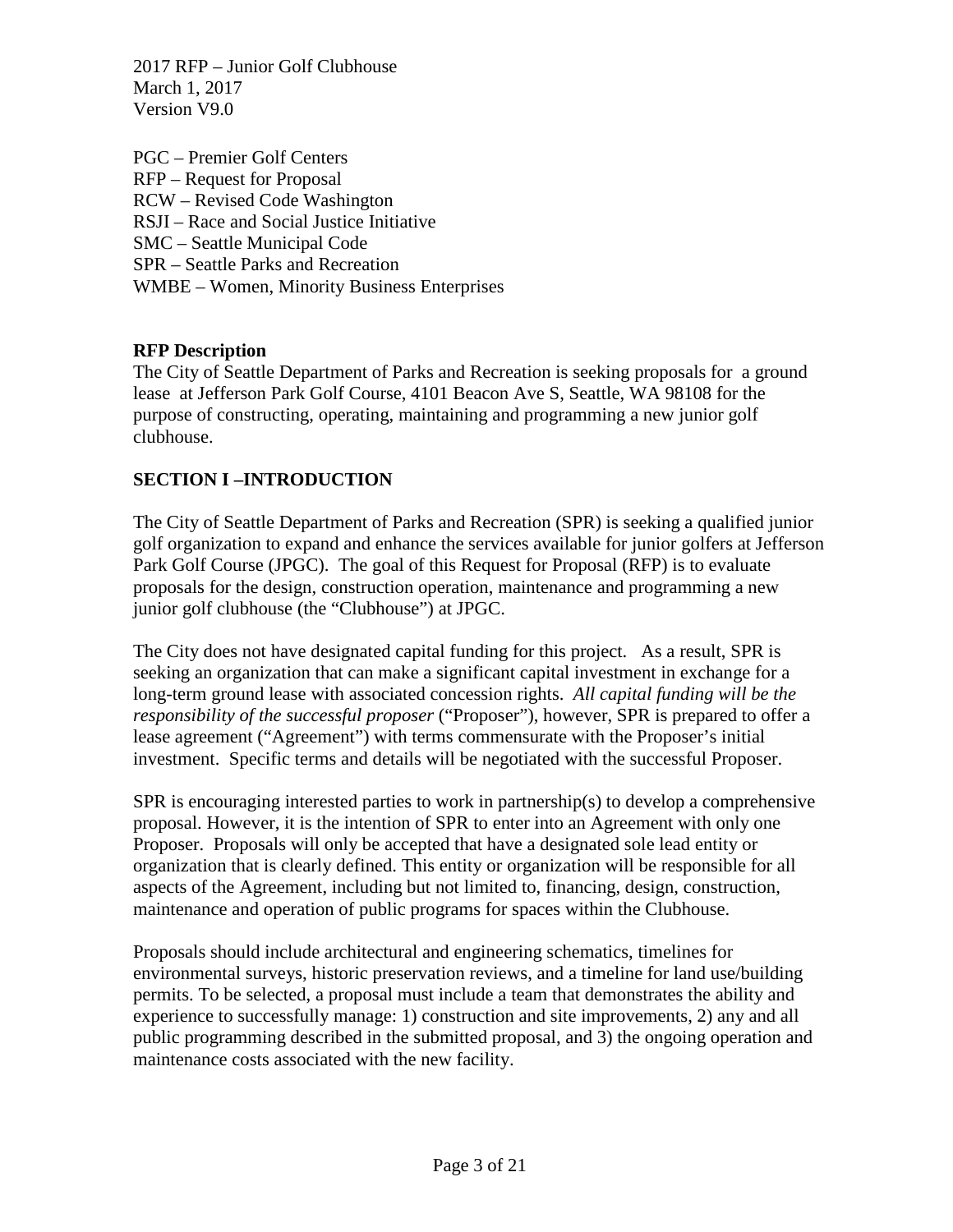PGC – Premier Golf Centers
RFP – Request for Proposal
RCW – Revised Code Washington
RSJI – Race and Social Justice Initiative
SMC – Seattle Municipal Code
SPR – Seattle Parks and Recreation
WMBE – Women, Minority Business Enterprises

**RFP Description**

The City of Seattle Department of Parks and Recreation is seeking proposals for a ground lease at Jefferson Park Golf Course, 4101 Beacon Ave S, Seattle, WA 98108 for the purpose of constructing, operating, maintaining and programming a new junior golf clubhouse.

## SECTION I –INTRODUCTION

The City of Seattle Department of Parks and Recreation (SPR) is seeking a qualified junior golf organization to expand and enhance the services available for junior golfers at Jefferson Park Golf Course (JPGC). The goal of this Request for Proposal (RFP) is to evaluate proposals for the design, construction operation, maintenance and programming a new junior golf clubhouse (the "Clubhouse") at JPGC.

The City does not have designated capital funding for this project. As a result, SPR is seeking an organization that can make a significant capital investment in exchange for a long-term ground lease with associated concession rights. *All capital funding will be the responsibility of the successful proposer* ("Proposer"), however, SPR is prepared to offer a lease agreement ("Agreement") with terms commensurate with the Proposer's initial investment. Specific terms and details will be negotiated with the successful Proposer.

SPR is encouraging interested parties to work in partnership(s) to develop a comprehensive proposal. However, it is the intention of SPR to enter into an Agreement with only one Proposer. Proposals will only be accepted that have a designated sole lead entity or organization that is clearly defined. This entity or organization will be responsible for all aspects of the Agreement, including but not limited to, financing, design, construction, maintenance and operation of public programs for spaces within the Clubhouse.

Proposals should include architectural and engineering schematics, timelines for environmental surveys, historic preservation reviews, and a timeline for land use/building permits. To be selected, a proposal must include a team that demonstrates the ability and experience to successfully manage: 1) construction and site improvements, 2) any and all public programming described in the submitted proposal, and 3) the ongoing operation and maintenance costs associated with the new facility.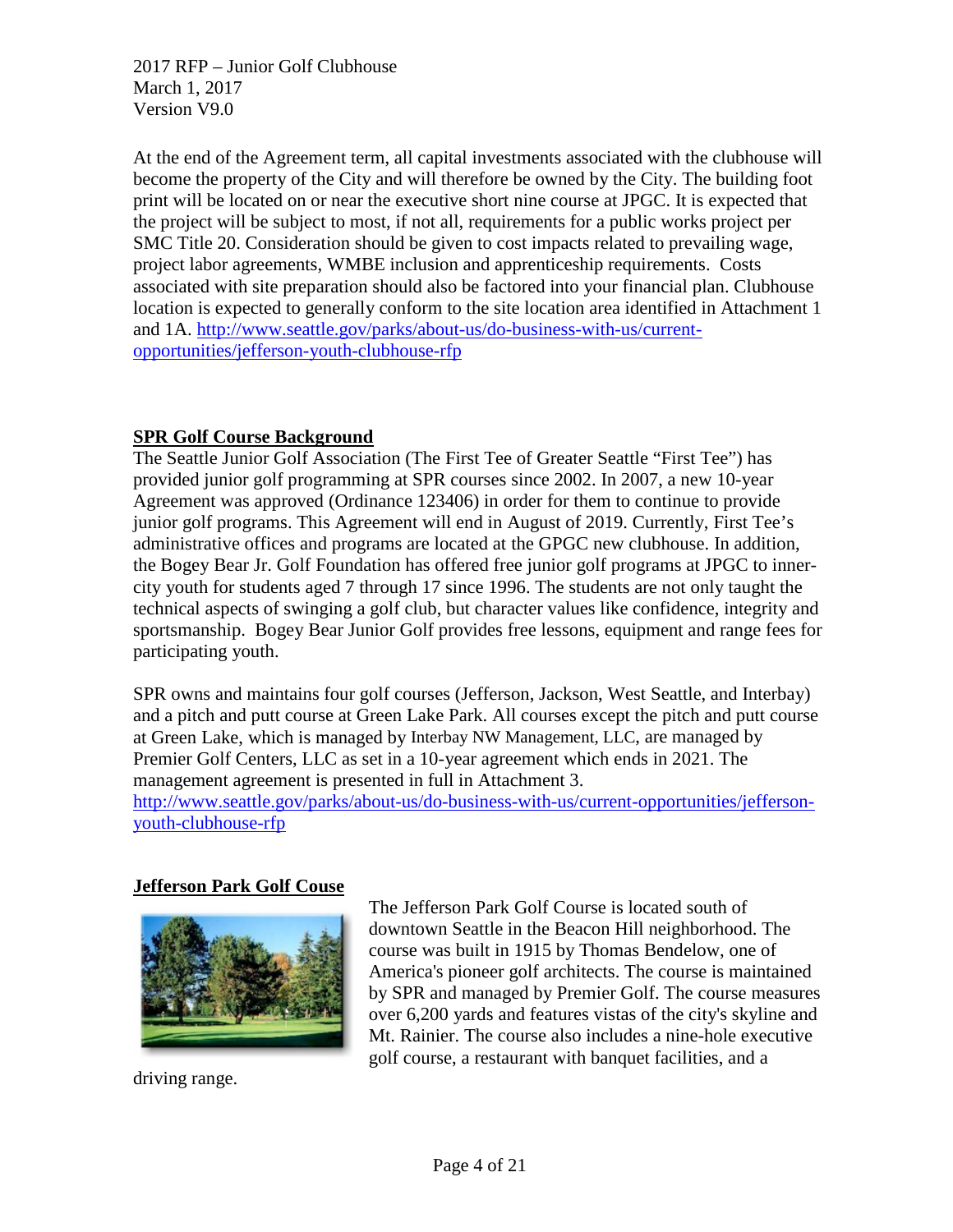At the end of the Agreement term, all capital investments associated with the clubhouse will become the property of the City and will therefore be owned by the City. The building foot print will be located on or near the executive short nine course at JPGC. It is expected that the project will be subject to most, if not all, requirements for a public works project per SMC Title 20. Consideration should be given to cost impacts related to prevailing wage, project labor agreements, WMBE inclusion and apprenticeship requirements. Costs associated with site preparation should also be factored into your financial plan. Clubhouse location is expected to generally conform to the site location area identified in Attachment 1 and 1A. [http://www.seattle.gov/parks/about-us/do-business-with-us/current-opportunities/jefferson-youth-clubhouse-rfp](http://www.seattle.gov/parks/about-us/do-business-with-us/current-opportunities/jefferson-youth-clubhouse-rfp)

## SPR Golf Course Background

The Seattle Junior Golf Association (The First Tee of Greater Seattle "First Tee") has provided junior golf programming at SPR courses since 2002. In 2007, a new 10-year Agreement was approved (Ordinance 123406) in order for them to continue to provide junior golf programs. This Agreement will end in August of 2019. Currently, First Tee's administrative offices and programs are located at the GPGC new clubhouse. In addition, the Bogey Bear Jr. Golf Foundation has offered free junior golf programs at JPGC to inner-city youth for students aged 7 through 17 since 1996. The students are not only taught the technical aspects of swinging a golf club, but character values like confidence, integrity and sportsmanship. Bogey Bear Junior Golf provides free lessons, equipment and range fees for participating youth.

SPR owns and maintains four golf courses (Jefferson, Jackson, West Seattle, and Interbay) and a pitch and putt course at Green Lake Park. All courses except the pitch and putt course at Green Lake, which is managed by Interbay NW Management, LLC, are managed by Premier Golf Centers, LLC as set in a 10-year agreement which ends in 2021. The management agreement is presented in full in Attachment 3. [http://www.seattle.gov/parks/about-us/do-business-with-us/current-opportunities/jefferson-youth-clubhouse-rfp](http://www.seattle.gov/parks/about-us/do-business-with-us/current-opportunities/jefferson-youth-clubhouse-rfp)

## Jefferson Park Golf Couse

The Jefferson Park Golf Course is located south of downtown Seattle in the Beacon Hill neighborhood. The course was built in 1915 by Thomas Bendelow, one of America's pioneer golf architects. The course is maintained by SPR and managed by Premier Golf. The course measures over 6,200 yards and features vistas of the city's skyline and Mt. Rainier. The course also includes a nine-hole executive golf course, a restaurant with banquet facilities, and a driving range.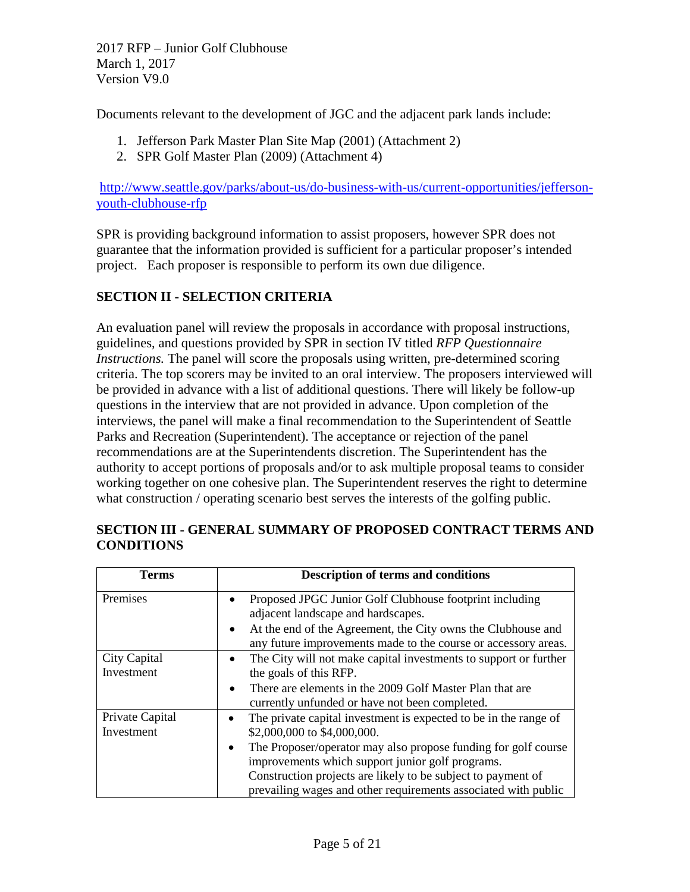Documents relevant to the development of JGC and the adjacent park lands include:

1. Jefferson Park Master Plan Site Map (2001) (Attachment 2)
2. SPR Golf Master Plan (2009) (Attachment 4)

[http://www.seattle.gov/parks/about-us/do-business-with-us/current-opportunities/jefferson-youth-clubhouse-rfp](http://www.seattle.gov/parks/about-us/do-business-with-us/current-opportunities/jefferson-youth-clubhouse-rfp)

SPR is providing background information to assist proposers, however SPR does not guarantee that the information provided is sufficient for a particular proposer's intended project. Each proposer is responsible to perform its own due diligence.

## SECTION II - SELECTION CRITERIA

An evaluation panel will review the proposals in accordance with proposal instructions, guidelines, and questions provided by SPR in section IV titled *RFP Questionnaire Instructions.* The panel will score the proposals using written, pre-determined scoring criteria. The top scorers may be invited to an oral interview. The proposers interviewed will be provided in advance with a list of additional questions. There will likely be follow-up questions in the interview that are not provided in advance. Upon completion of the interviews, the panel will make a final recommendation to the Superintendent of Seattle Parks and Recreation (Superintendent). The acceptance or rejection of the panel recommendations are at the Superintendents discretion. The Superintendent has the authority to accept portions of proposals and/or to ask multiple proposal teams to consider working together on one cohesive plan. The Superintendent reserves the right to determine what construction / operating scenario best serves the interests of the golfing public.

## SECTION III - GENERAL SUMMARY OF PROPOSED CONTRACT TERMS AND CONDITIONS

| Terms | Description of terms and conditions |
|---|---|
| Premises | • Proposed JPGC Junior Golf Clubhouse footprint including adjacent landscape and hardscapes.<br>• At the end of the Agreement, the City owns the Clubhouse and any future improvements made to the course or accessory areas. |
| City Capital Investment | • The City will not make capital investments to support or further the goals of this RFP.<br>• There are elements in the 2009 Golf Master Plan that are currently unfunded or have not been completed. |
| Private Capital Investment | • The private capital investment is expected to be in the range of \$2,000,000 to \$4,000,000.<br>• The Proposer/operator may also propose funding for golf course improvements which support junior golf programs. Construction projects are likely to be subject to payment of prevailing wages and other requirements associated with public |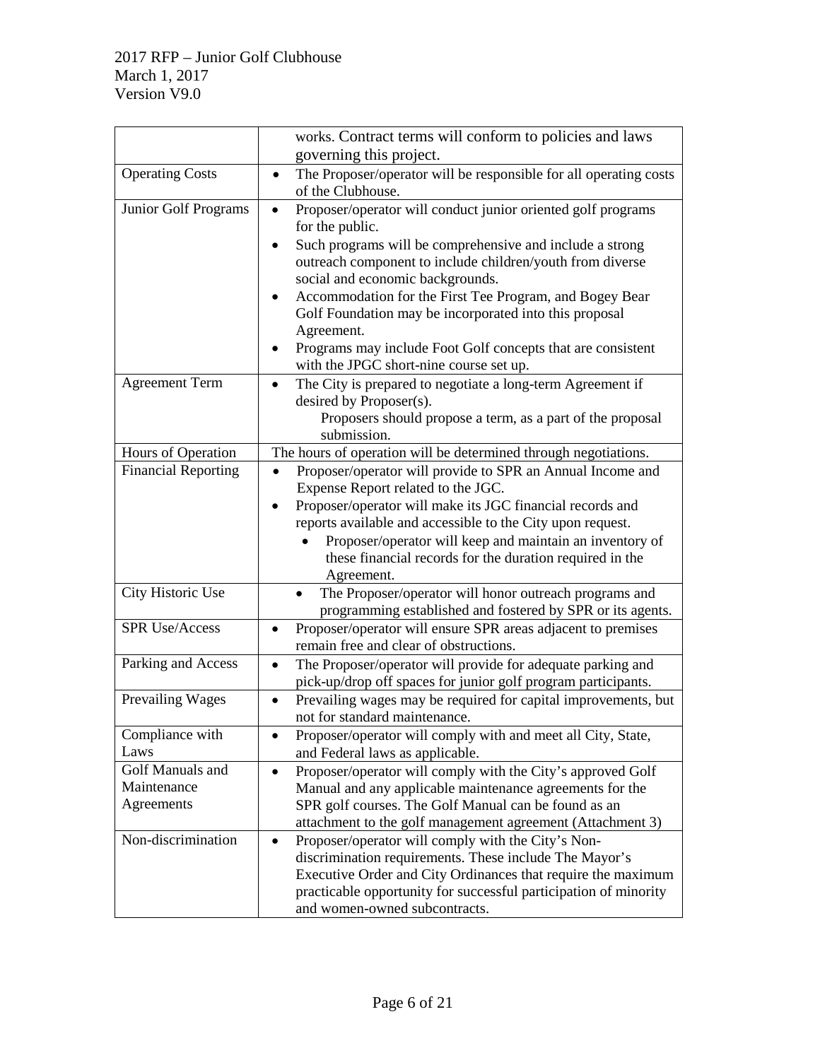| | |
|---|---|
| | works. Contract terms will conform to policies and laws governing this project. |
| Operating Costs | • The Proposer/operator will be responsible for all operating costs of the Clubhouse. |
| Junior Golf Programs | • Proposer/operator will conduct junior oriented golf programs for the public.<br>• Such programs will be comprehensive and include a strong outreach component to include children/youth from diverse social and economic backgrounds.<br>• Accommodation for the First Tee Program, and Bogey Bear Golf Foundation may be incorporated into this proposal Agreement.<br>• Programs may include Foot Golf concepts that are consistent with the JPGC short-nine course set up. |
| Agreement Term | • The City is prepared to negotiate a long-term Agreement if desired by Proposer(s).<br>Proposers should propose a term, as a part of the proposal submission. |
| Hours of Operation | The hours of operation will be determined through negotiations. |
| Financial Reporting | • Proposer/operator will provide to SPR an Annual Income and Expense Report related to the JGC.<br>• Proposer/operator will make its JGC financial records and reports available and accessible to the City upon request.<br>• Proposer/operator will keep and maintain an inventory of these financial records for the duration required in the Agreement. |
| City Historic Use | • The Proposer/operator will honor outreach programs and programming established and fostered by SPR or its agents. |
| SPR Use/Access | • Proposer/operator will ensure SPR areas adjacent to premises remain free and clear of obstructions. |
| Parking and Access | • The Proposer/operator will provide for adequate parking and pick-up/drop off spaces for junior golf program participants. |
| Prevailing Wages | • Prevailing wages may be required for capital improvements, but not for standard maintenance. |
| Compliance with Laws | • Proposer/operator will comply with and meet all City, State, and Federal laws as applicable. |
| Golf Manuals and Maintenance Agreements | • Proposer/operator will comply with the City's approved Golf Manual and any applicable maintenance agreements for the SPR golf courses. The Golf Manual can be found as an attachment to the golf management agreement (Attachment 3) |
| Non-discrimination | • Proposer/operator will comply with the City's Non-discrimination requirements. These include The Mayor's Executive Order and City Ordinances that require the maximum practicable opportunity for successful participation of minority and women-owned subcontracts. |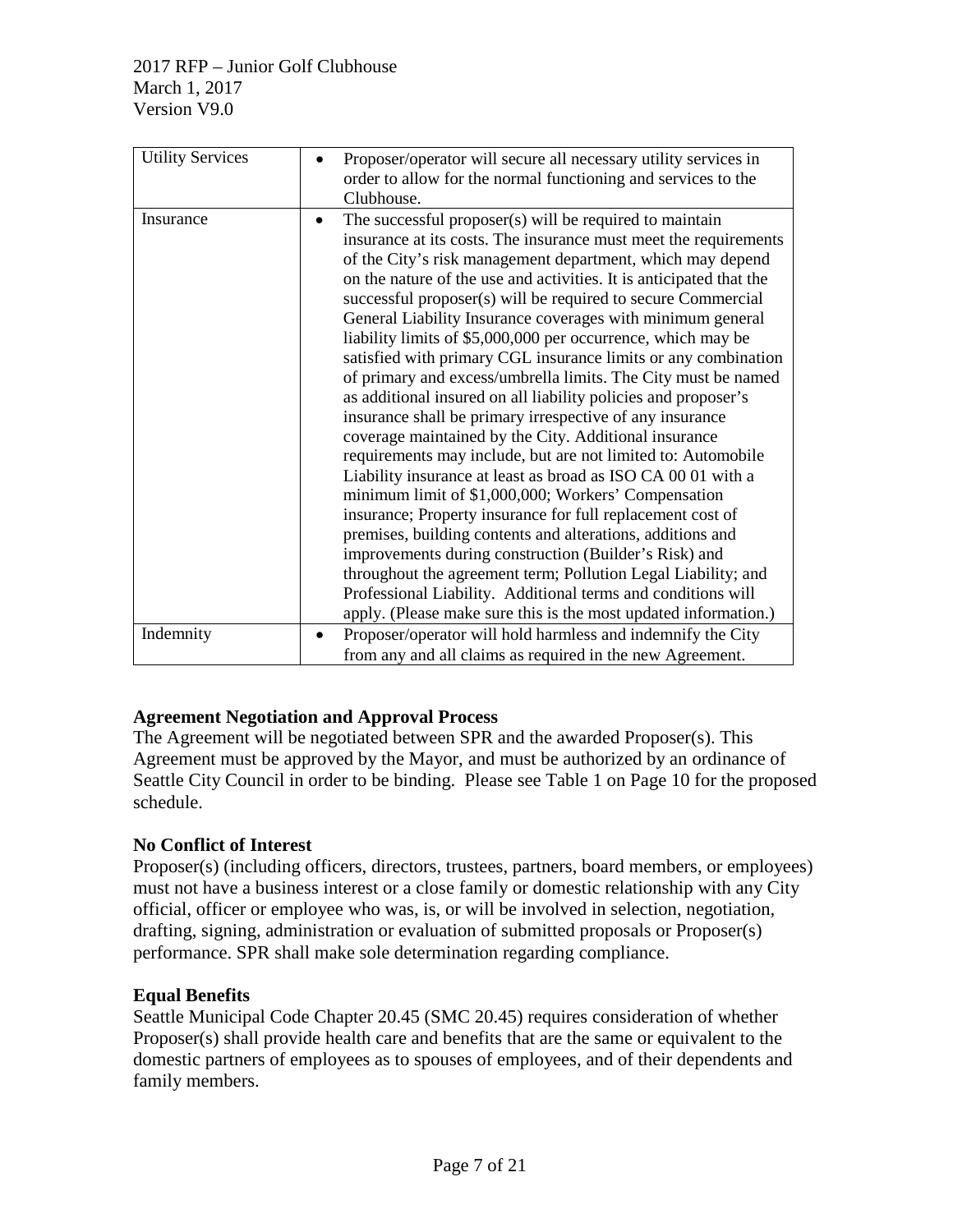| Utility Services | • Proposer/operator will secure all necessary utility services in order to allow for the normal functioning and services to the Clubhouse. |
|---|---|
| Insurance | • The successful proposer(s) will be required to maintain insurance at its costs. The insurance must meet the requirements of the City's risk management department, which may depend on the nature of the use and activities. It is anticipated that the successful proposer(s) will be required to secure Commercial General Liability Insurance coverages with minimum general liability limits of $5,000,000 per occurrence, which may be satisfied with primary CGL insurance limits or any combination of primary and excess/umbrella limits. The City must be named as additional insured on all liability policies and proposer's insurance shall be primary irrespective of any insurance coverage maintained by the City. Additional insurance requirements may include, but are not limited to: Automobile Liability insurance at least as broad as ISO CA 00 01 with a minimum limit of $1,000,000; Workers' Compensation insurance; Property insurance for full replacement cost of premises, building contents and alterations, additions and improvements during construction (Builder's Risk) and throughout the agreement term; Pollution Legal Liability; and Professional Liability. Additional terms and conditions will apply. (Please make sure this is the most updated information.) |
| Indemnity | • Proposer/operator will hold harmless and indemnify the City from any and all claims as required in the new Agreement. |

**Agreement Negotiation and Approval Process**

The Agreement will be negotiated between SPR and the awarded Proposer(s). This Agreement must be approved by the Mayor, and must be authorized by an ordinance of Seattle City Council in order to be binding. Please see Table 1 on Page 10 for the proposed schedule.

**No Conflict of Interest**

Proposer(s) (including officers, directors, trustees, partners, board members, or employees) must not have a business interest or a close family or domestic relationship with any City official, officer or employee who was, is, or will be involved in selection, negotiation, drafting, signing, administration or evaluation of submitted proposals or Proposer(s) performance. SPR shall make sole determination regarding compliance.

**Equal Benefits**

Seattle Municipal Code Chapter 20.45 (SMC 20.45) requires consideration of whether Proposer(s) shall provide health care and benefits that are the same or equivalent to the domestic partners of employees as to spouses of employees, and of their dependents and family members.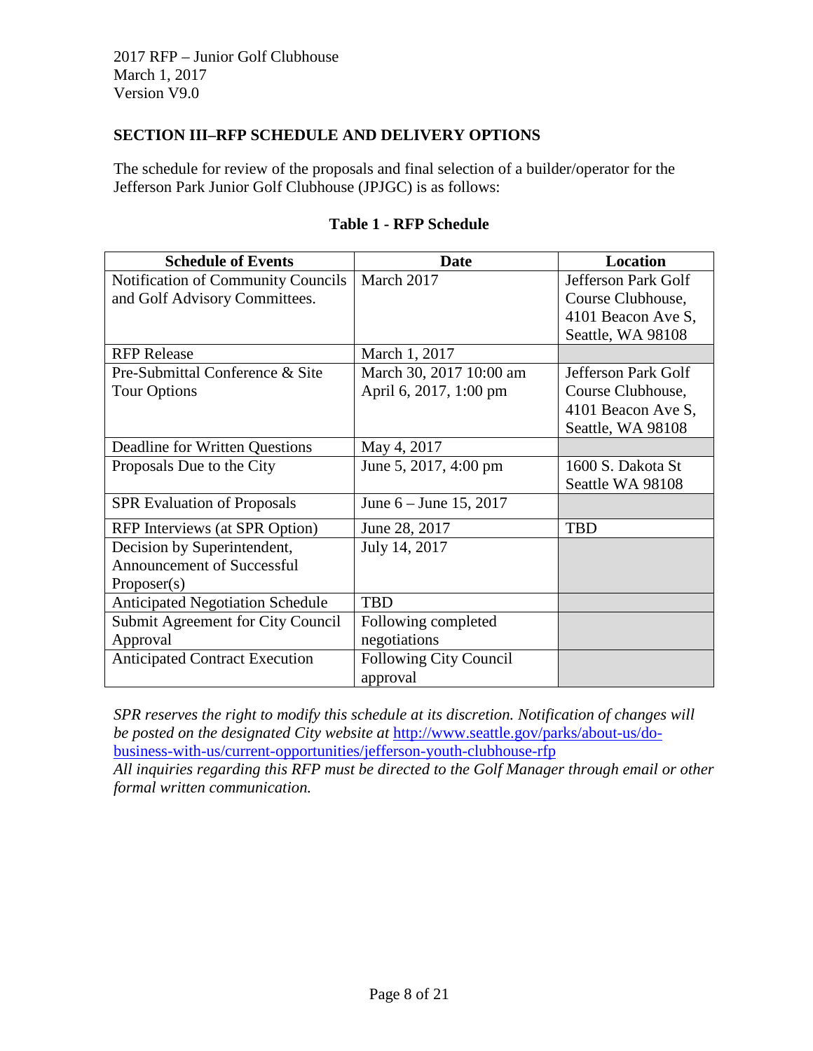## SECTION III–RFP SCHEDULE AND DELIVERY OPTIONS

The schedule for review of the proposals and final selection of a builder/operator for the Jefferson Park Junior Golf Clubhouse (JPJGC) is as follows:

**Table 1 - RFP Schedule**

| Schedule of Events | Date | Location |
|---|---|---|
| Notification of Community Councils and Golf Advisory Committees. | March 2017 | Jefferson Park Golf Course Clubhouse, 4101 Beacon Ave S, Seattle, WA 98108 |
| RFP Release | March 1, 2017 | |
| Pre-Submittal Conference & Site Tour Options | March 30, 2017 10:00 am<br>April 6, 2017, 1:00 pm | Jefferson Park Golf Course Clubhouse, 4101 Beacon Ave S, Seattle, WA 98108 |
| Deadline for Written Questions | May 4, 2017 | |
| Proposals Due to the City | June 5, 2017, 4:00 pm | 1600 S. Dakota St Seattle WA 98108 |
| SPR Evaluation of Proposals | June 6 – June 15, 2017 | |
| RFP Interviews (at SPR Option) | June 28, 2017 | TBD |
| Decision by Superintendent, Announcement of Successful Proposer(s) | July 14, 2017 | |
| Anticipated Negotiation Schedule | TBD | |
| Submit Agreement for City Council Approval | Following completed negotiations | |
| Anticipated Contract Execution | Following City Council approval | |

*SPR reserves the right to modify this schedule at its discretion. Notification of changes will be posted on the designated City website at* [http://www.seattle.gov/parks/about-us/do-business-with-us/current-opportunities/jefferson-youth-clubhouse-rfp](http://www.seattle.gov/parks/about-us/do-business-with-us/current-opportunities/jefferson-youth-clubhouse-rfp)

*All inquiries regarding this RFP must be directed to the Golf Manager through email or other formal written communication.*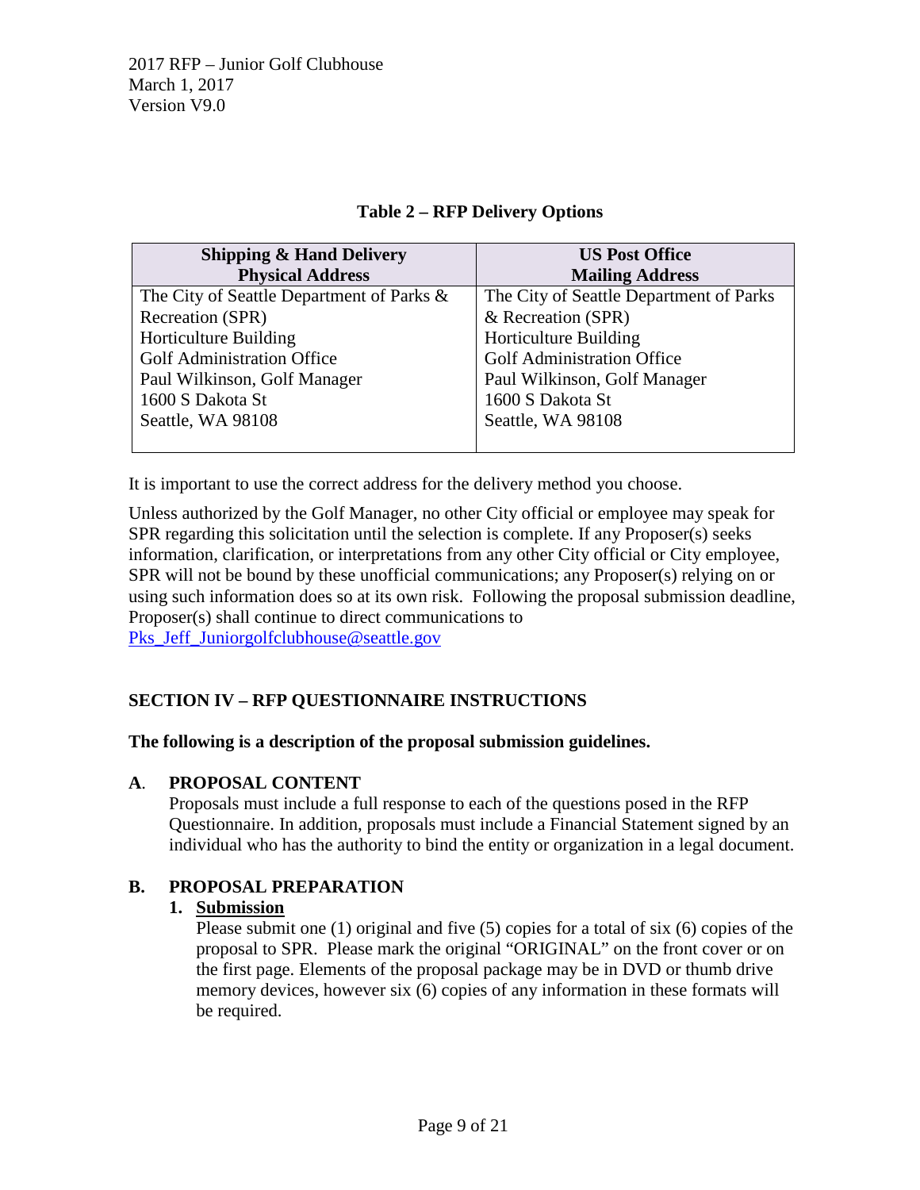**Table 2 – RFP Delivery Options**

| Shipping & Hand Delivery<br>Physical Address | US Post Office<br>Mailing Address |
|---|---|
| The City of Seattle Department of Parks & Recreation (SPR)<br>Horticulture Building<br>Golf Administration Office<br>Paul Wilkinson, Golf Manager<br>1600 S Dakota St<br>Seattle, WA 98108 | The City of Seattle Department of Parks & Recreation (SPR)<br>Horticulture Building<br>Golf Administration Office<br>Paul Wilkinson, Golf Manager<br>1600 S Dakota St<br>Seattle, WA 98108 |

It is important to use the correct address for the delivery method you choose.

Unless authorized by the Golf Manager, no other City official or employee may speak for SPR regarding this solicitation until the selection is complete. If any Proposer(s) seeks information, clarification, or interpretations from any other City official or City employee, SPR will not be bound by these unofficial communications; any Proposer(s) relying on or using such information does so at its own risk. Following the proposal submission deadline, Proposer(s) shall continue to direct communications to Pks_Jeff_Juniorgolfclubhouse@seattle.gov

## SECTION IV – RFP QUESTIONNAIRE INSTRUCTIONS

**The following is a description of the proposal submission guidelines.**

### A. PROPOSAL CONTENT

Proposals must include a full response to each of the questions posed in the RFP Questionnaire. In addition, proposals must include a Financial Statement signed by an individual who has the authority to bind the entity or organization in a legal document.

### B. PROPOSAL PREPARATION

**1. Submission**

Please submit one (1) original and five (5) copies for a total of six (6) copies of the proposal to SPR. Please mark the original "ORIGINAL" on the front cover or on the first page. Elements of the proposal package may be in DVD or thumb drive memory devices, however six (6) copies of any information in these formats will be required.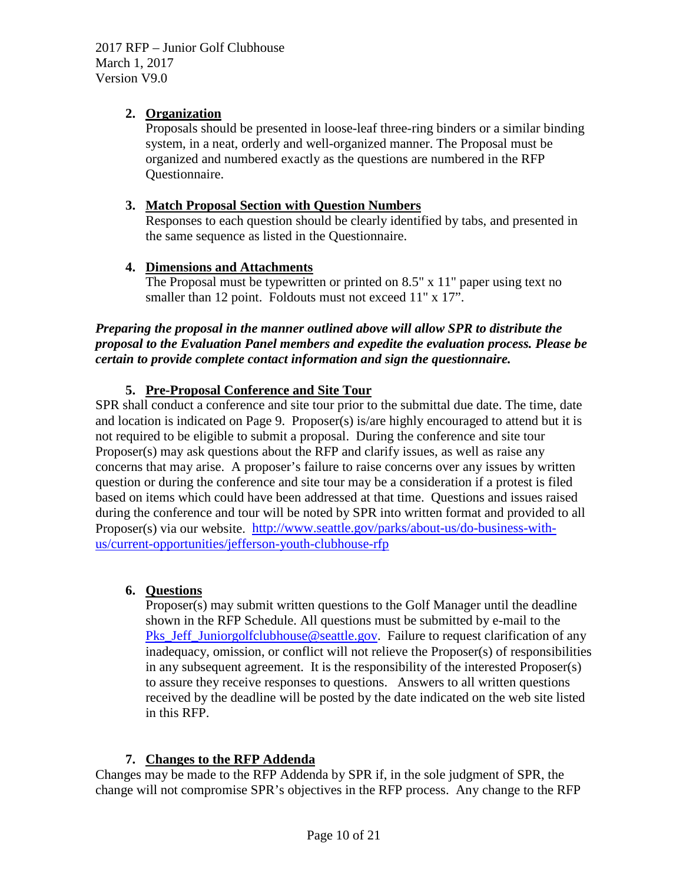2. **Organization**
   Proposals should be presented in loose-leaf three-ring binders or a similar binding system, in a neat, orderly and well-organized manner. The Proposal must be organized and numbered exactly as the questions are numbered in the RFP Questionnaire.

3. **Match Proposal Section with Question Numbers**
   Responses to each question should be clearly identified by tabs, and presented in the same sequence as listed in the Questionnaire.

4. **Dimensions and Attachments**
   The Proposal must be typewritten or printed on 8.5" x 11" paper using text no smaller than 12 point. Foldouts must not exceed 11" x 17".

***Preparing the proposal in the manner outlined above will allow SPR to distribute the proposal to the Evaluation Panel members and expedite the evaluation process. Please be certain to provide complete contact information and sign the questionnaire.***

5. **Pre-Proposal Conference and Site Tour**

SPR shall conduct a conference and site tour prior to the submittal due date. The time, date and location is indicated on Page 9. Proposer(s) is/are highly encouraged to attend but it is not required to be eligible to submit a proposal. During the conference and site tour Proposer(s) may ask questions about the RFP and clarify issues, as well as raise any concerns that may arise. A proposer's failure to raise concerns over any issues by written question or during the conference and site tour may be a consideration if a protest is filed based on items which could have been addressed at that time. Questions and issues raised during the conference and tour will be noted by SPR into written format and provided to all Proposer(s) via our website. http://www.seattle.gov/parks/about-us/do-business-with-us/current-opportunities/jefferson-youth-clubhouse-rfp

6. **Questions**
   Proposer(s) may submit written questions to the Golf Manager until the deadline shown in the RFP Schedule. All questions must be submitted by e-mail to the Pks_Jeff_Juniorgolfclubhouse@seattle.gov. Failure to request clarification of any inadequacy, omission, or conflict will not relieve the Proposer(s) of responsibilities in any subsequent agreement. It is the responsibility of the interested Proposer(s) to assure they receive responses to questions. Answers to all written questions received by the deadline will be posted by the date indicated on the web site listed in this RFP.

7. **Changes to the RFP Addenda**

Changes may be made to the RFP Addenda by SPR if, in the sole judgment of SPR, the change will not compromise SPR's objectives in the RFP process. Any change to the RFP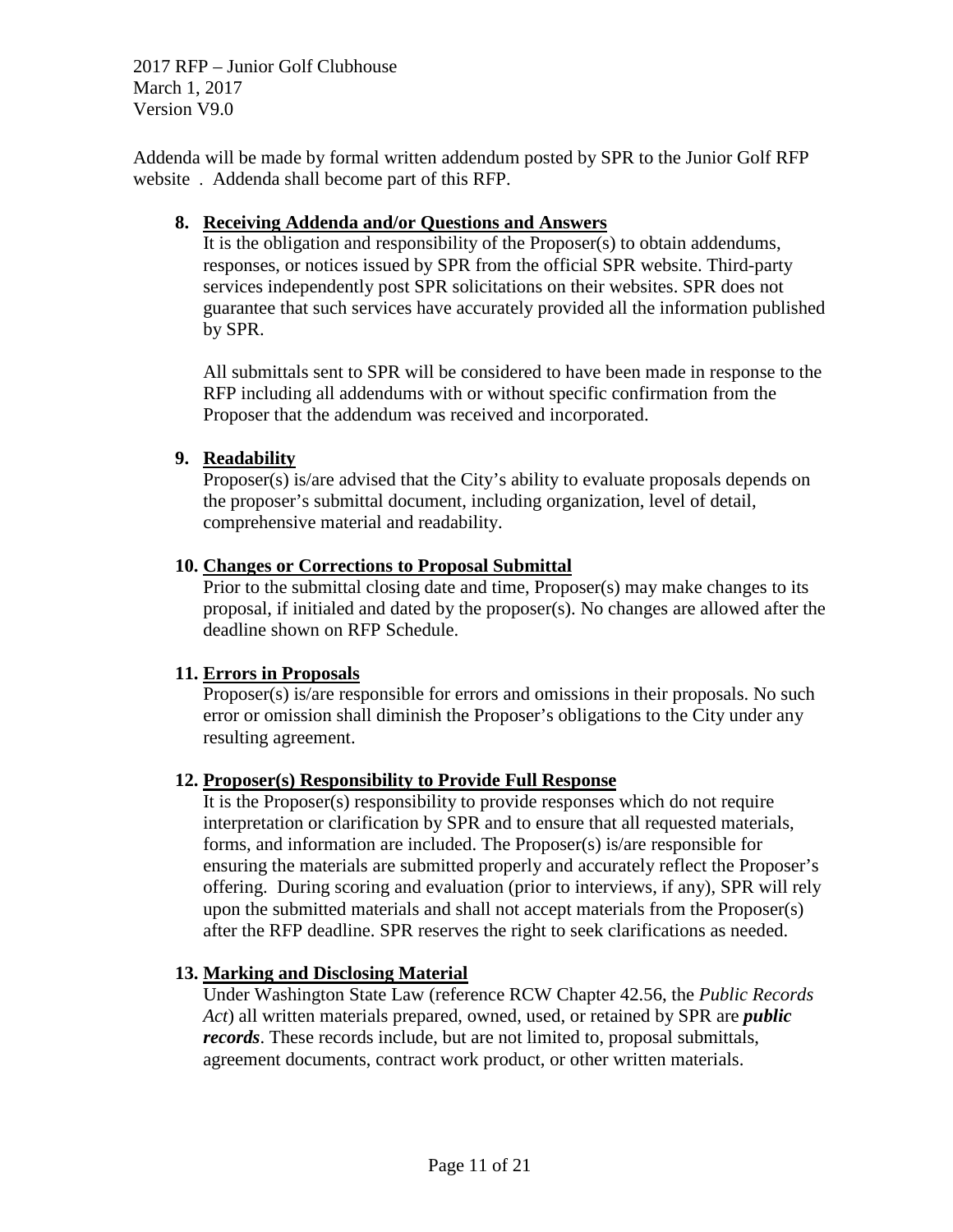Addenda will be made by formal written addendum posted by SPR to the Junior Golf RFP website . Addenda shall become part of this RFP.

8. **Receiving Addenda and/or Questions and Answers**

   It is the obligation and responsibility of the Proposer(s) to obtain addendums, responses, or notices issued by SPR from the official SPR website. Third-party services independently post SPR solicitations on their websites. SPR does not guarantee that such services have accurately provided all the information published by SPR.

   All submittals sent to SPR will be considered to have been made in response to the RFP including all addendums with or without specific confirmation from the Proposer that the addendum was received and incorporated.

9. **Readability**

   Proposer(s) is/are advised that the City's ability to evaluate proposals depends on the proposer's submittal document, including organization, level of detail, comprehensive material and readability.

10. **Changes or Corrections to Proposal Submittal**

    Prior to the submittal closing date and time, Proposer(s) may make changes to its proposal, if initialed and dated by the proposer(s). No changes are allowed after the deadline shown on RFP Schedule.

11. **Errors in Proposals**

    Proposer(s) is/are responsible for errors and omissions in their proposals. No such error or omission shall diminish the Proposer's obligations to the City under any resulting agreement.

12. **Proposer(s) Responsibility to Provide Full Response**

    It is the Proposer(s) responsibility to provide responses which do not require interpretation or clarification by SPR and to ensure that all requested materials, forms, and information are included. The Proposer(s) is/are responsible for ensuring the materials are submitted properly and accurately reflect the Proposer's offering. During scoring and evaluation (prior to interviews, if any), SPR will rely upon the submitted materials and shall not accept materials from the Proposer(s) after the RFP deadline. SPR reserves the right to seek clarifications as needed.

13. **Marking and Disclosing Material**

    Under Washington State Law (reference RCW Chapter 42.56, the *Public Records Act*) all written materials prepared, owned, used, or retained by SPR are ***public records***. These records include, but are not limited to, proposal submittals, agreement documents, contract work product, or other written materials.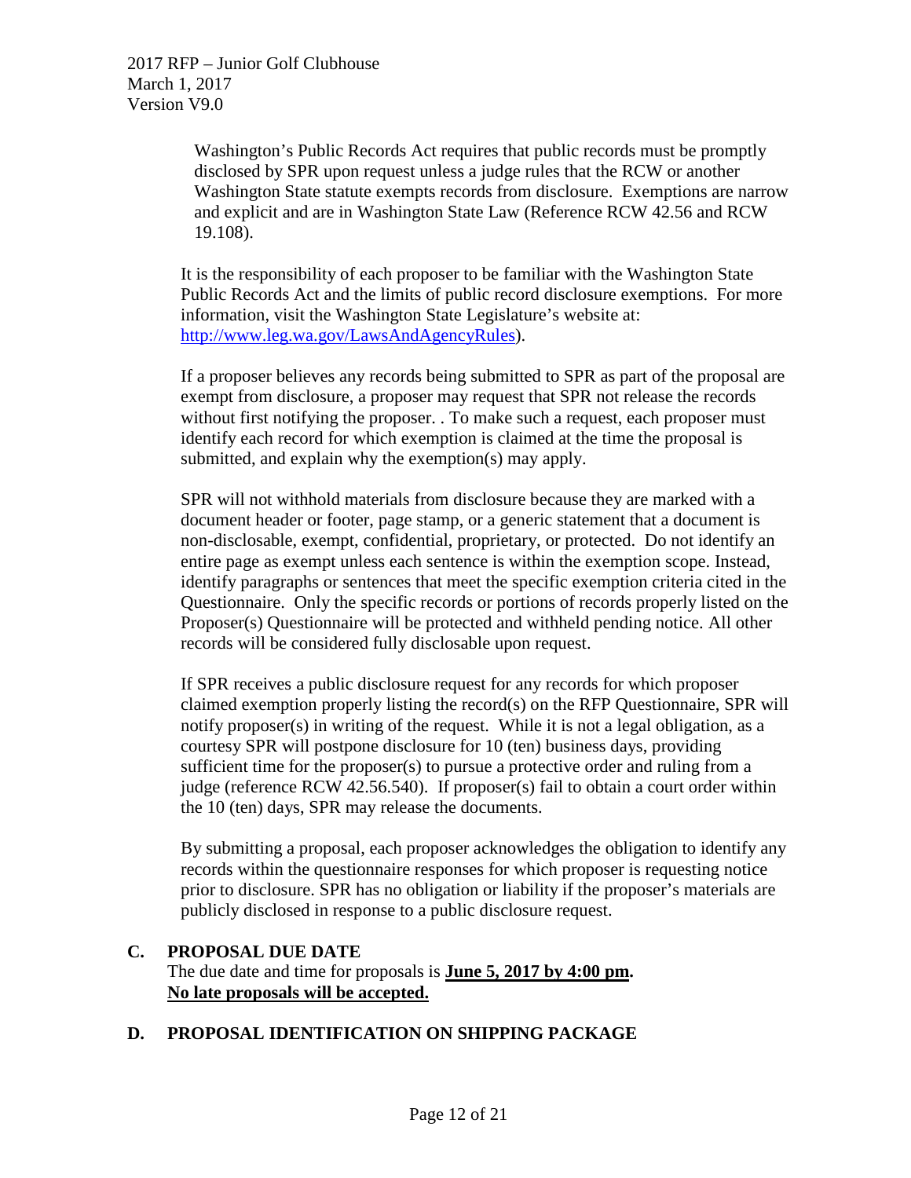Washington's Public Records Act requires that public records must be promptly disclosed by SPR upon request unless a judge rules that the RCW or another Washington State statute exempts records from disclosure. Exemptions are narrow and explicit and are in Washington State Law (Reference RCW 42.56 and RCW 19.108).

It is the responsibility of each proposer to be familiar with the Washington State Public Records Act and the limits of public record disclosure exemptions. For more information, visit the Washington State Legislature's website at: [http://www.leg.wa.gov/LawsAndAgencyRules](http://www.leg.wa.gov/LawsAndAgencyRules)).

If a proposer believes any records being submitted to SPR as part of the proposal are exempt from disclosure, a proposer may request that SPR not release the records without first notifying the proposer. . To make such a request, each proposer must identify each record for which exemption is claimed at the time the proposal is submitted, and explain why the exemption(s) may apply.

SPR will not withhold materials from disclosure because they are marked with a document header or footer, page stamp, or a generic statement that a document is non-disclosable, exempt, confidential, proprietary, or protected. Do not identify an entire page as exempt unless each sentence is within the exemption scope. Instead, identify paragraphs or sentences that meet the specific exemption criteria cited in the Questionnaire. Only the specific records or portions of records properly listed on the Proposer(s) Questionnaire will be protected and withheld pending notice. All other records will be considered fully disclosable upon request.

If SPR receives a public disclosure request for any records for which proposer claimed exemption properly listing the record(s) on the RFP Questionnaire, SPR will notify proposer(s) in writing of the request. While it is not a legal obligation, as a courtesy SPR will postpone disclosure for 10 (ten) business days, providing sufficient time for the proposer(s) to pursue a protective order and ruling from a judge (reference RCW 42.56.540). If proposer(s) fail to obtain a court order within the 10 (ten) days, SPR may release the documents.

By submitting a proposal, each proposer acknowledges the obligation to identify any records within the questionnaire responses for which proposer is requesting notice prior to disclosure. SPR has no obligation or liability if the proposer's materials are publicly disclosed in response to a public disclosure request.

## C. PROPOSAL DUE DATE

The due date and time for proposals is **June 5, 2017 by 4:00 pm.**
**No late proposals will be accepted.**

## D. PROPOSAL IDENTIFICATION ON SHIPPING PACKAGE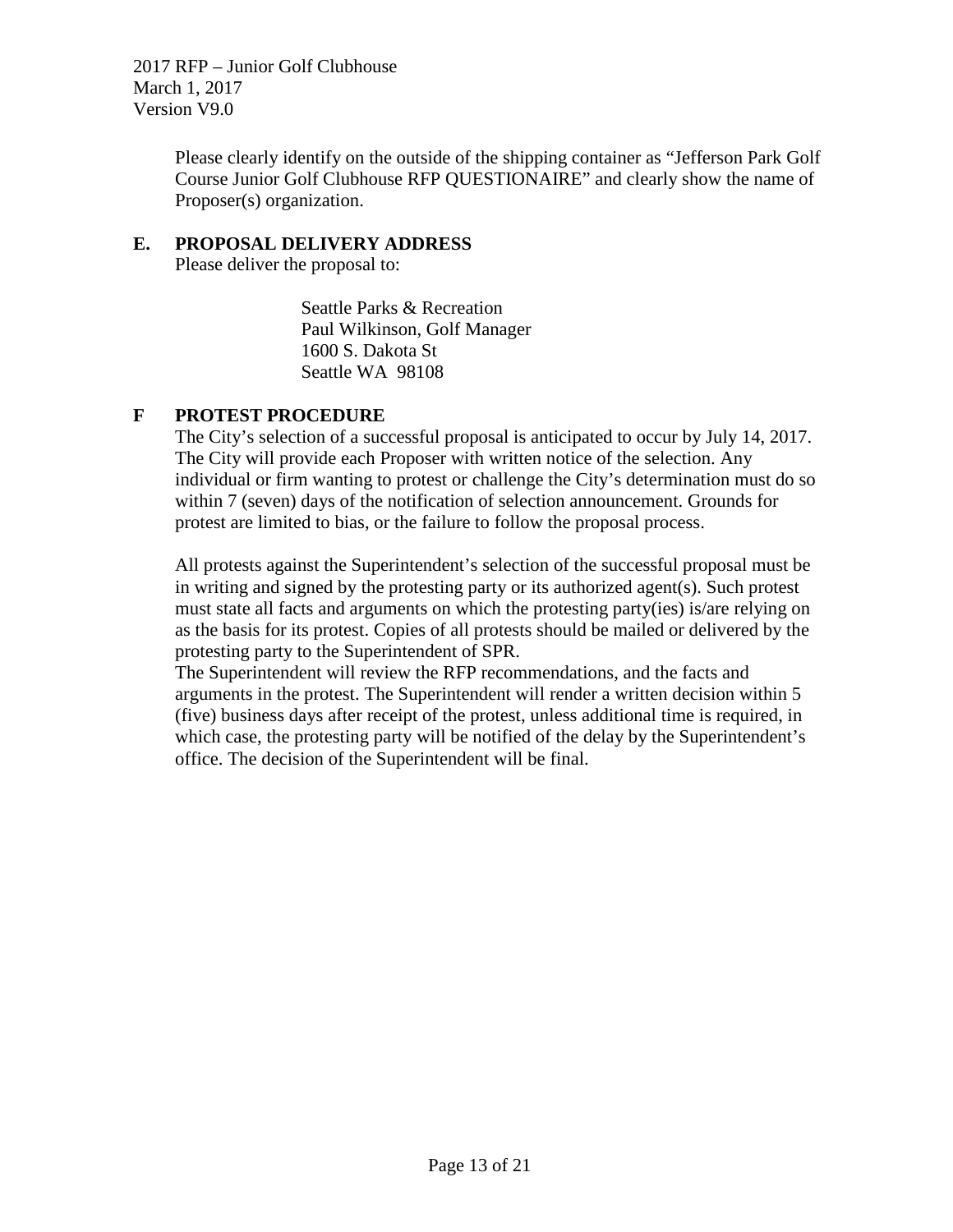Please clearly identify on the outside of the shipping container as "Jefferson Park Golf Course Junior Golf Clubhouse RFP QUESTIONAIRE" and clearly show the name of Proposer(s) organization.

### E. PROPOSAL DELIVERY ADDRESS

Please deliver the proposal to:

Seattle Parks & Recreation
Paul Wilkinson, Golf Manager
1600 S. Dakota St
Seattle WA 98108

### F PROTEST PROCEDURE

The City's selection of a successful proposal is anticipated to occur by July 14, 2017. The City will provide each Proposer with written notice of the selection. Any individual or firm wanting to protest or challenge the City's determination must do so within 7 (seven) days of the notification of selection announcement. Grounds for protest are limited to bias, or the failure to follow the proposal process.

All protests against the Superintendent's selection of the successful proposal must be in writing and signed by the protesting party or its authorized agent(s). Such protest must state all facts and arguments on which the protesting party(ies) is/are relying on as the basis for its protest. Copies of all protests should be mailed or delivered by the protesting party to the Superintendent of SPR.
The Superintendent will review the RFP recommendations, and the facts and arguments in the protest. The Superintendent will render a written decision within 5 (five) business days after receipt of the protest, unless additional time is required, in which case, the protesting party will be notified of the delay by the Superintendent's office. The decision of the Superintendent will be final.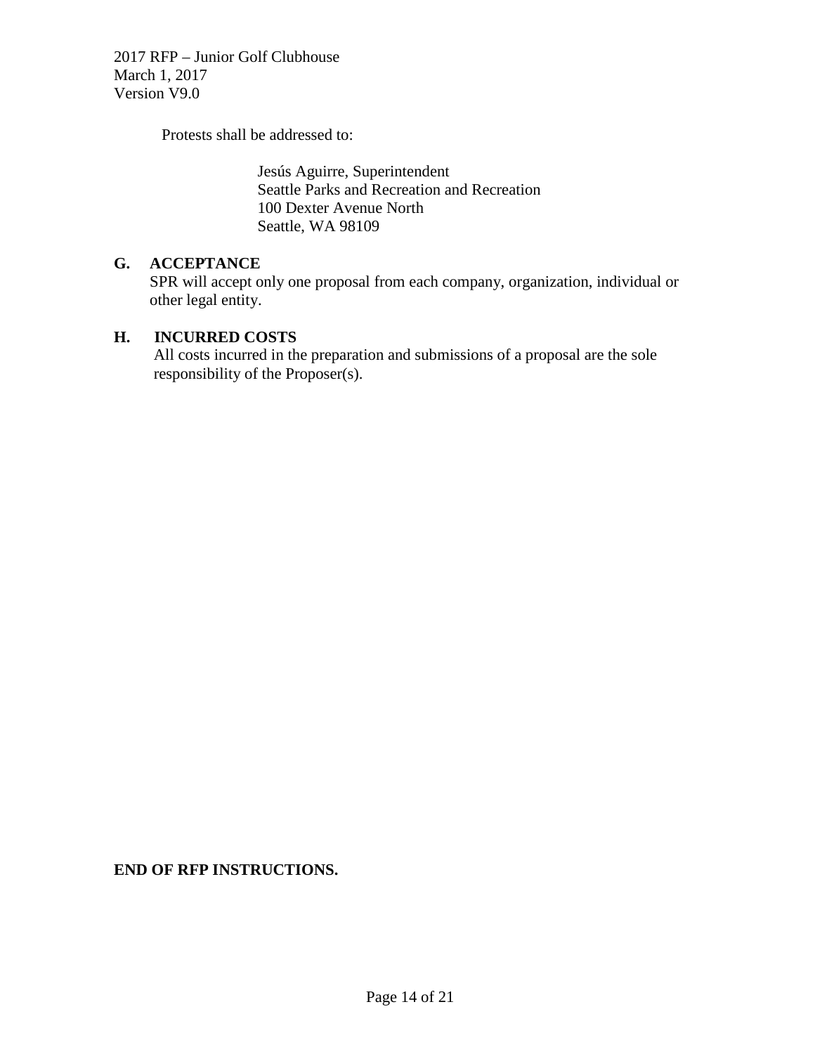Protests shall be addressed to:

Jesús Aguirre, Superintendent
Seattle Parks and Recreation and Recreation
100 Dexter Avenue North
Seattle, WA 98109

### G. ACCEPTANCE

SPR will accept only one proposal from each company, organization, individual or other legal entity.

### H. INCURRED COSTS

All costs incurred in the preparation and submissions of a proposal are the sole responsibility of the Proposer(s).

**END OF RFP INSTRUCTIONS.**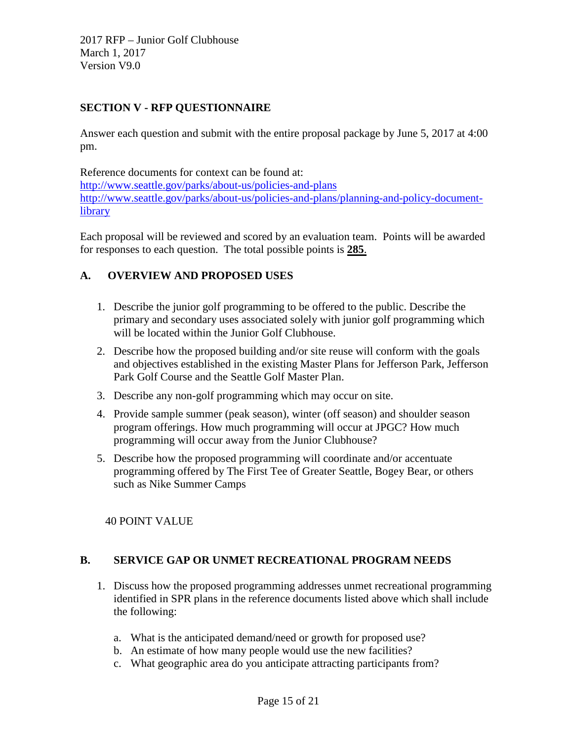## SECTION V - RFP QUESTIONNAIRE

Answer each question and submit with the entire proposal package by June 5, 2017 at 4:00 pm.

Reference documents for context can be found at:
http://www.seattle.gov/parks/about-us/policies-and-plans
http://www.seattle.gov/parks/about-us/policies-and-plans/planning-and-policy-document-library

Each proposal will be reviewed and scored by an evaluation team. Points will be awarded for responses to each question. The total possible points is **285**.

### A. OVERVIEW AND PROPOSED USES

1. Describe the junior golf programming to be offered to the public. Describe the primary and secondary uses associated solely with junior golf programming which will be located within the Junior Golf Clubhouse.
2. Describe how the proposed building and/or site reuse will conform with the goals and objectives established in the existing Master Plans for Jefferson Park, Jefferson Park Golf Course and the Seattle Golf Master Plan.
3. Describe any non-golf programming which may occur on site.
4. Provide sample summer (peak season), winter (off season) and shoulder season program offerings. How much programming will occur at JPGC? How much programming will occur away from the Junior Clubhouse?
5. Describe how the proposed programming will coordinate and/or accentuate programming offered by The First Tee of Greater Seattle, Bogey Bear, or others such as Nike Summer Camps

40 POINT VALUE

### B. SERVICE GAP OR UNMET RECREATIONAL PROGRAM NEEDS

1. Discuss how the proposed programming addresses unmet recreational programming identified in SPR plans in the reference documents listed above which shall include the following:

   a. What is the anticipated demand/need or growth for proposed use?
   b. An estimate of how many people would use the new facilities?
   c. What geographic area do you anticipate attracting participants from?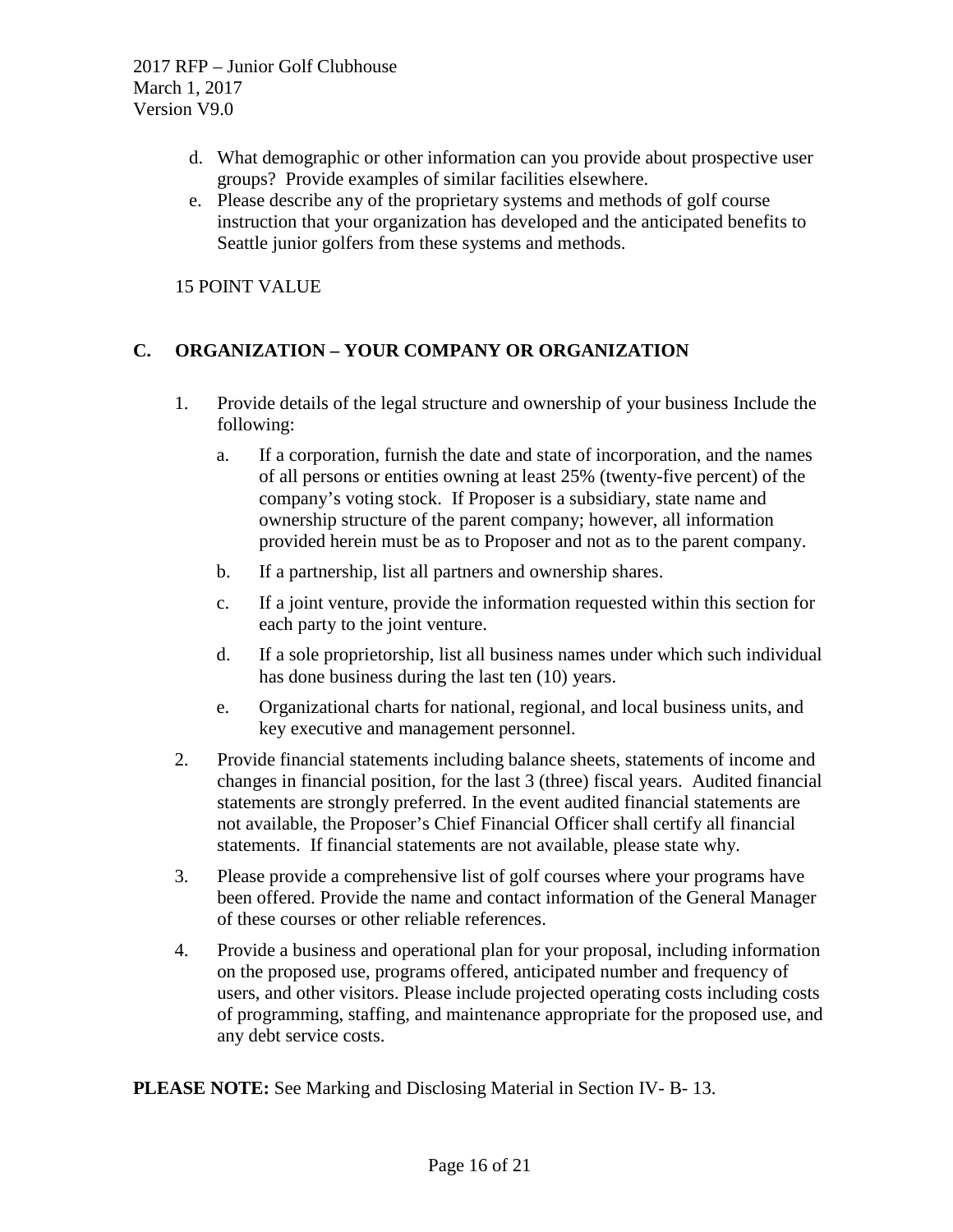d. What demographic or other information can you provide about prospective user groups? Provide examples of similar facilities elsewhere.

e. Please describe any of the proprietary systems and methods of golf course instruction that your organization has developed and the anticipated benefits to Seattle junior golfers from these systems and methods.

15 POINT VALUE

## C. ORGANIZATION – YOUR COMPANY OR ORGANIZATION

1. Provide details of the legal structure and ownership of your business Include the following:

   a. If a corporation, furnish the date and state of incorporation, and the names of all persons or entities owning at least 25% (twenty-five percent) of the company's voting stock. If Proposer is a subsidiary, state name and ownership structure of the parent company; however, all information provided herein must be as to Proposer and not as to the parent company.

   b. If a partnership, list all partners and ownership shares.

   c. If a joint venture, provide the information requested within this section for each party to the joint venture.

   d. If a sole proprietorship, list all business names under which such individual has done business during the last ten (10) years.

   e. Organizational charts for national, regional, and local business units, and key executive and management personnel.

2. Provide financial statements including balance sheets, statements of income and changes in financial position, for the last 3 (three) fiscal years. Audited financial statements are strongly preferred. In the event audited financial statements are not available, the Proposer's Chief Financial Officer shall certify all financial statements. If financial statements are not available, please state why.

3. Please provide a comprehensive list of golf courses where your programs have been offered. Provide the name and contact information of the General Manager of these courses or other reliable references.

4. Provide a business and operational plan for your proposal, including information on the proposed use, programs offered, anticipated number and frequency of users, and other visitors. Please include projected operating costs including costs of programming, staffing, and maintenance appropriate for the proposed use, and any debt service costs.

**PLEASE NOTE:** See Marking and Disclosing Material in Section IV- B- 13.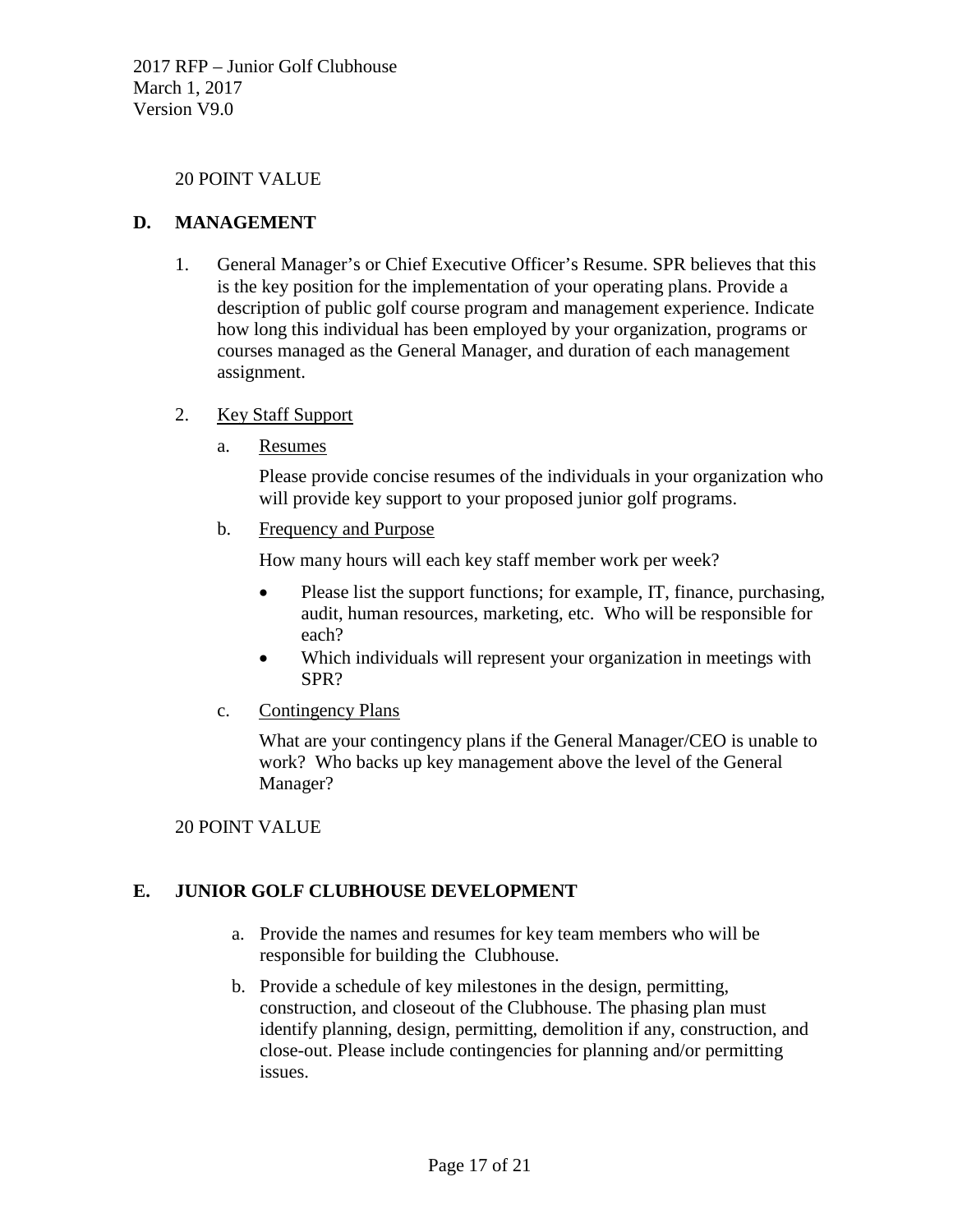20 POINT VALUE

## D. MANAGEMENT

1. General Manager's or Chief Executive Officer's Resume. SPR believes that this is the key position for the implementation of your operating plans. Provide a description of public golf course program and management experience. Indicate how long this individual has been employed by your organization, programs or courses managed as the General Manager, and duration of each management assignment.

2. Key Staff Support

   a. Resumes

      Please provide concise resumes of the individuals in your organization who will provide key support to your proposed junior golf programs.

   b. Frequency and Purpose

      How many hours will each key staff member work per week?

      - Please list the support functions; for example, IT, finance, purchasing, audit, human resources, marketing, etc. Who will be responsible for each?
      - Which individuals will represent your organization in meetings with SPR?

   c. Contingency Plans

      What are your contingency plans if the General Manager/CEO is unable to work? Who backs up key management above the level of the General Manager?

20 POINT VALUE

## E. JUNIOR GOLF CLUBHOUSE DEVELOPMENT

a. Provide the names and resumes for key team members who will be responsible for building the Clubhouse.

b. Provide a schedule of key milestones in the design, permitting, construction, and closeout of the Clubhouse. The phasing plan must identify planning, design, permitting, demolition if any, construction, and close-out. Please include contingencies for planning and/or permitting issues.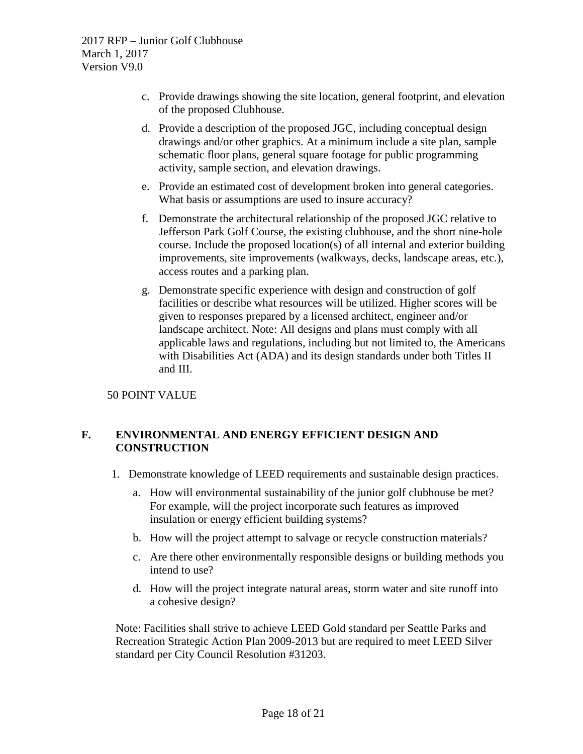c. Provide drawings showing the site location, general footprint, and elevation of the proposed Clubhouse.

d. Provide a description of the proposed JGC, including conceptual design drawings and/or other graphics. At a minimum include a site plan, sample schematic floor plans, general square footage for public programming activity, sample section, and elevation drawings.

e. Provide an estimated cost of development broken into general categories. What basis or assumptions are used to insure accuracy?

f. Demonstrate the architectural relationship of the proposed JGC relative to Jefferson Park Golf Course, the existing clubhouse, and the short nine-hole course. Include the proposed location(s) of all internal and exterior building improvements, site improvements (walkways, decks, landscape areas, etc.), access routes and a parking plan.

g. Demonstrate specific experience with design and construction of golf facilities or describe what resources will be utilized. Higher scores will be given to responses prepared by a licensed architect, engineer and/or landscape architect. Note: All designs and plans must comply with all applicable laws and regulations, including but not limited to, the Americans with Disabilities Act (ADA) and its design standards under both Titles II and III.

50 POINT VALUE

## F. ENVIRONMENTAL AND ENERGY EFFICIENT DESIGN AND CONSTRUCTION

1. Demonstrate knowledge of LEED requirements and sustainable design practices.

   a. How will environmental sustainability of the junior golf clubhouse be met? For example, will the project incorporate such features as improved insulation or energy efficient building systems?

   b. How will the project attempt to salvage or recycle construction materials?

   c. Are there other environmentally responsible designs or building methods you intend to use?

   d. How will the project integrate natural areas, storm water and site runoff into a cohesive design?

Note: Facilities shall strive to achieve LEED Gold standard per Seattle Parks and Recreation Strategic Action Plan 2009-2013 but are required to meet LEED Silver standard per City Council Resolution #31203.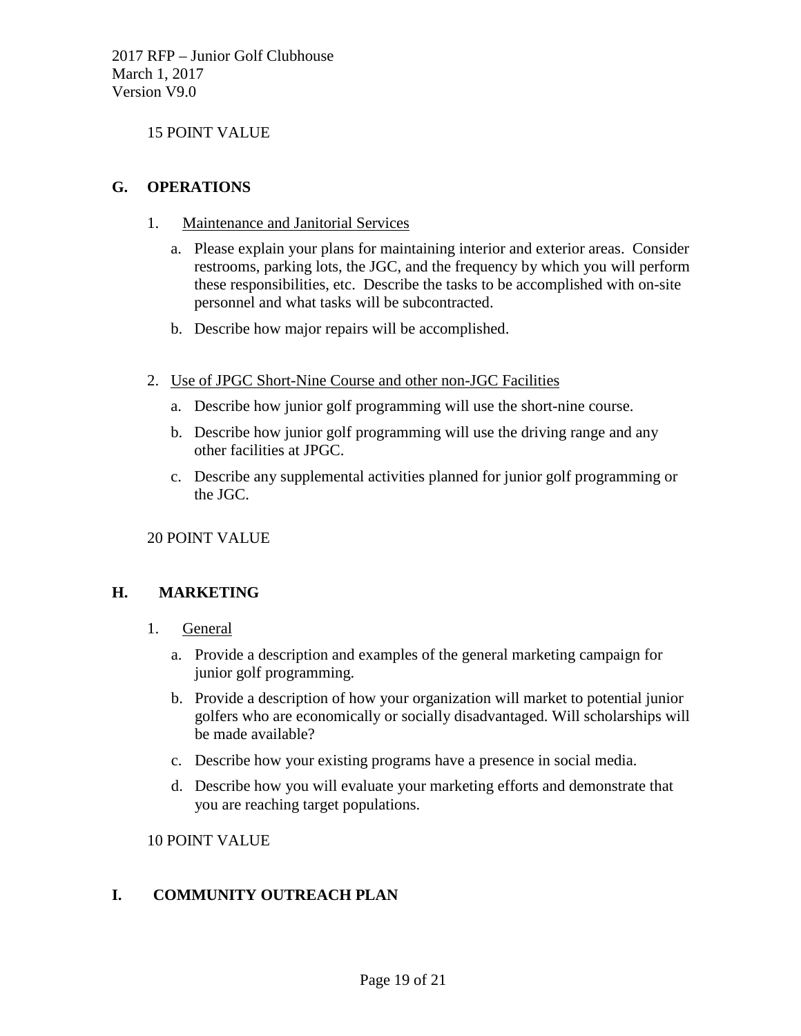15 POINT VALUE

## G. OPERATIONS

1. Maintenance and Janitorial Services

   a. Please explain your plans for maintaining interior and exterior areas. Consider restrooms, parking lots, the JGC, and the frequency by which you will perform these responsibilities, etc. Describe the tasks to be accomplished with on-site personnel and what tasks will be subcontracted.

   b. Describe how major repairs will be accomplished.

2. Use of JPGC Short-Nine Course and other non-JGC Facilities

   a. Describe how junior golf programming will use the short-nine course.

   b. Describe how junior golf programming will use the driving range and any other facilities at JPGC.

   c. Describe any supplemental activities planned for junior golf programming or the JGC.

20 POINT VALUE

## H. MARKETING

1. General

   a. Provide a description and examples of the general marketing campaign for junior golf programming.

   b. Provide a description of how your organization will market to potential junior golfers who are economically or socially disadvantaged. Will scholarships will be made available?

   c. Describe how your existing programs have a presence in social media.

   d. Describe how you will evaluate your marketing efforts and demonstrate that you are reaching target populations.

10 POINT VALUE

## I. COMMUNITY OUTREACH PLAN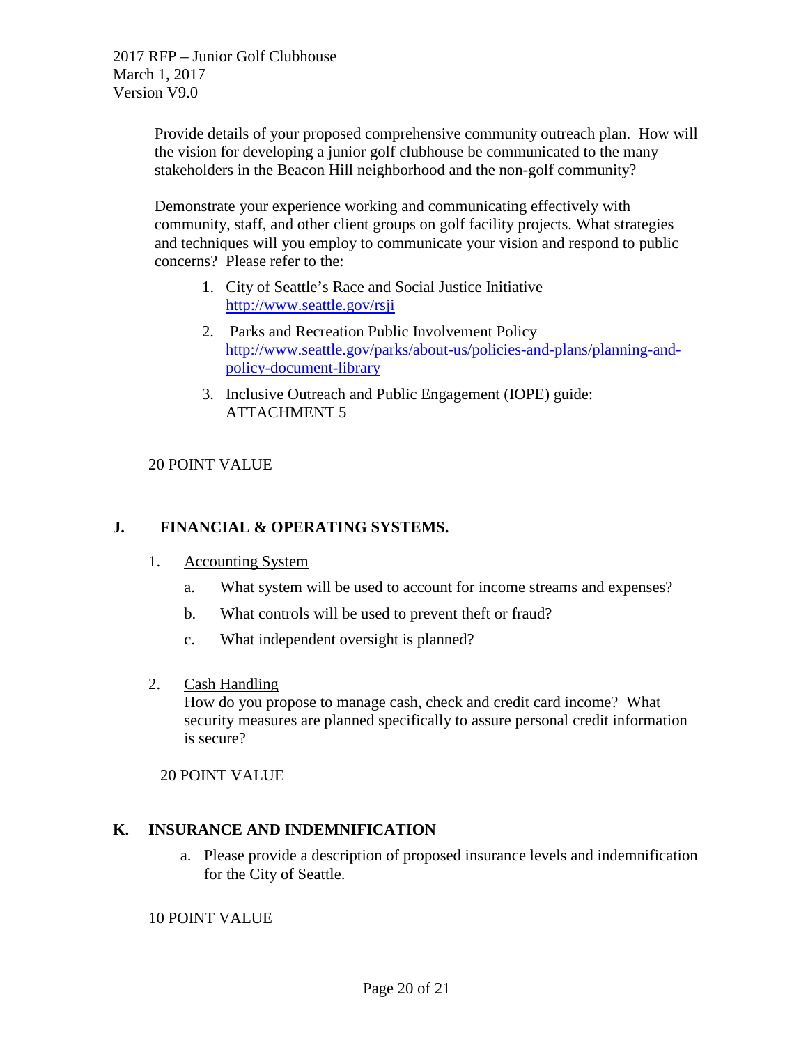Provide details of your proposed comprehensive community outreach plan. How will the vision for developing a junior golf clubhouse be communicated to the many stakeholders in the Beacon Hill neighborhood and the non-golf community?

Demonstrate your experience working and communicating effectively with community, staff, and other client groups on golf facility projects. What strategies and techniques will you employ to communicate your vision and respond to public concerns? Please refer to the:

1. City of Seattle's Race and Social Justice Initiative http://www.seattle.gov/rsji
2. Parks and Recreation Public Involvement Policy http://www.seattle.gov/parks/about-us/policies-and-plans/planning-and-policy-document-library
3. Inclusive Outreach and Public Engagement (IOPE) guide: ATTACHMENT 5

20 POINT VALUE

## J. FINANCIAL & OPERATING SYSTEMS.

1. Accounting System
   a. What system will be used to account for income streams and expenses?
   b. What controls will be used to prevent theft or fraud?
   c. What independent oversight is planned?

2. Cash Handling
   How do you propose to manage cash, check and credit card income? What security measures are planned specifically to assure personal credit information is secure?

20 POINT VALUE

## K. INSURANCE AND INDEMNIFICATION

a. Please provide a description of proposed insurance levels and indemnification for the City of Seattle.

10 POINT VALUE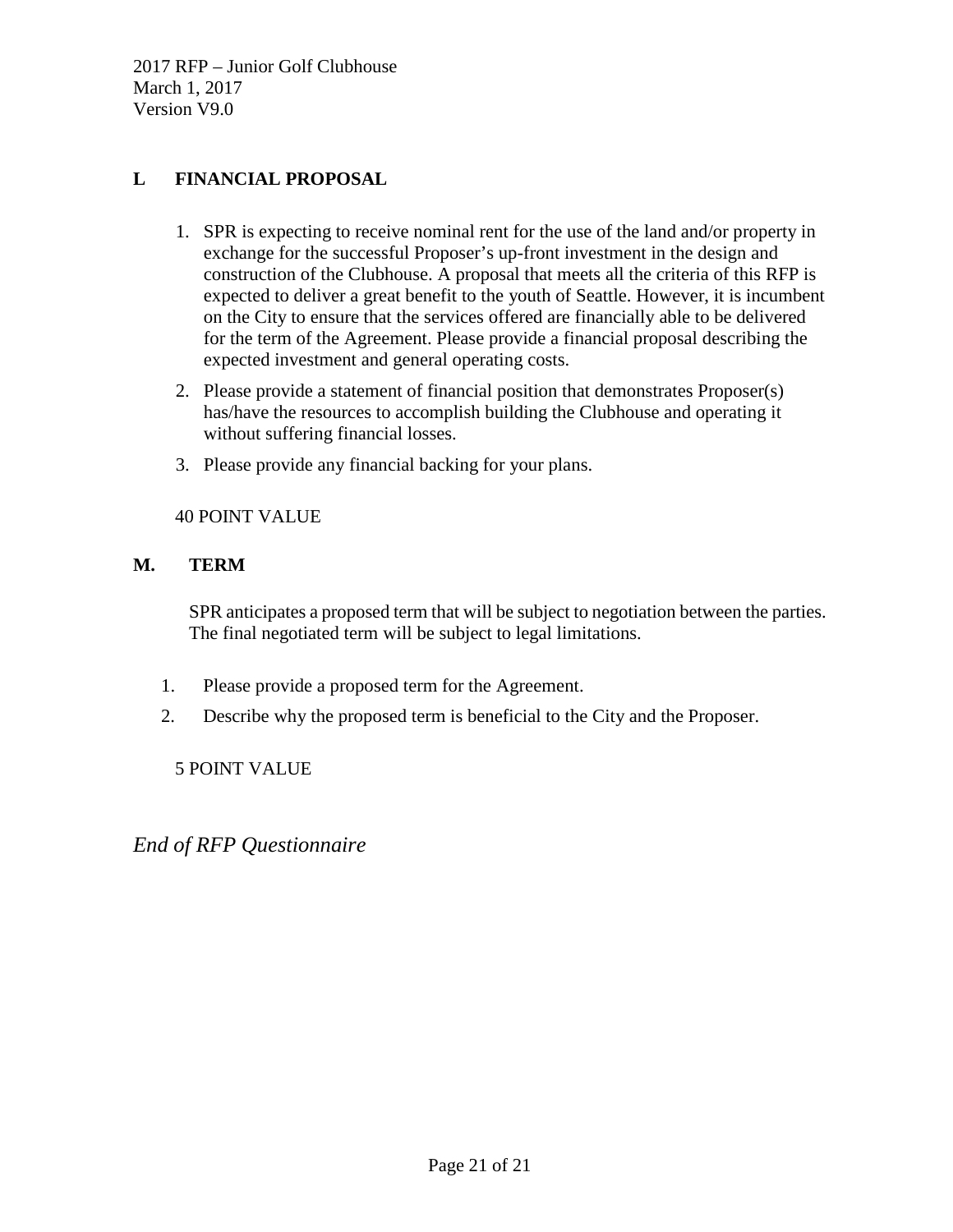## L FINANCIAL PROPOSAL

1. SPR is expecting to receive nominal rent for the use of the land and/or property in exchange for the successful Proposer's up-front investment in the design and construction of the Clubhouse. A proposal that meets all the criteria of this RFP is expected to deliver a great benefit to the youth of Seattle. However, it is incumbent on the City to ensure that the services offered are financially able to be delivered for the term of the Agreement. Please provide a financial proposal describing the expected investment and general operating costs.
2. Please provide a statement of financial position that demonstrates Proposer(s) has/have the resources to accomplish building the Clubhouse and operating it without suffering financial losses.
3. Please provide any financial backing for your plans.

40 POINT VALUE

## M. TERM

SPR anticipates a proposed term that will be subject to negotiation between the parties. The final negotiated term will be subject to legal limitations.

1. Please provide a proposed term for the Agreement.
2. Describe why the proposed term is beneficial to the City and the Proposer.

5 POINT VALUE

*End of RFP Questionnaire*